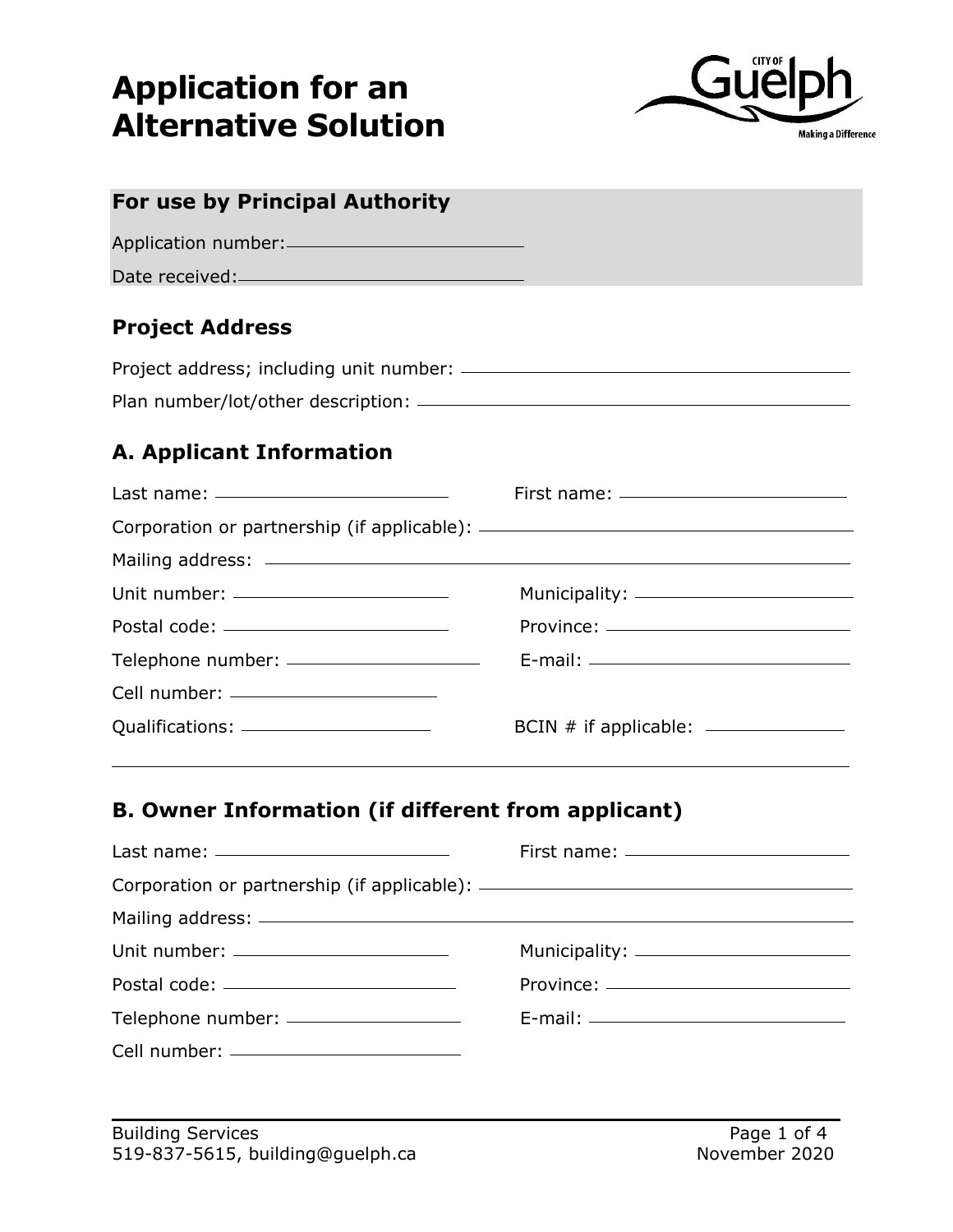# Application for an Alternative Solution

City of Guelph — Making a Difference

## For use by Principal Authority

Application number: ____________________

Date received: ____________________

## Project Address

Project address; including unit number: ____________________

Plan number/lot/other description: ____________________

## A. Applicant Information

Last name: ____________________ First name: ____________________

Corporation or partnership (if applicable): ____________________

Mailing address: ____________________

Unit number: ____________________ Municipality: ____________________

Postal code: ____________________ Province: ____________________

Telephone number: ____________________ E-mail: ____________________

Cell number: ____________________

Qualifications: ____________________ BCIN # if applicable: ____________________

## B. Owner Information (if different from applicant)

Last name: ____________________ First name: ____________________

Corporation or partnership (if applicable): ____________________

Mailing address: ____________________

Unit number: ____________________ Municipality: ____________________

Postal code: ____________________ Province: ____________________

Telephone number: ____________________ E-mail: ____________________

Cell number: ____________________

Building Services
519-837-5615, building@guelph.ca

November 2020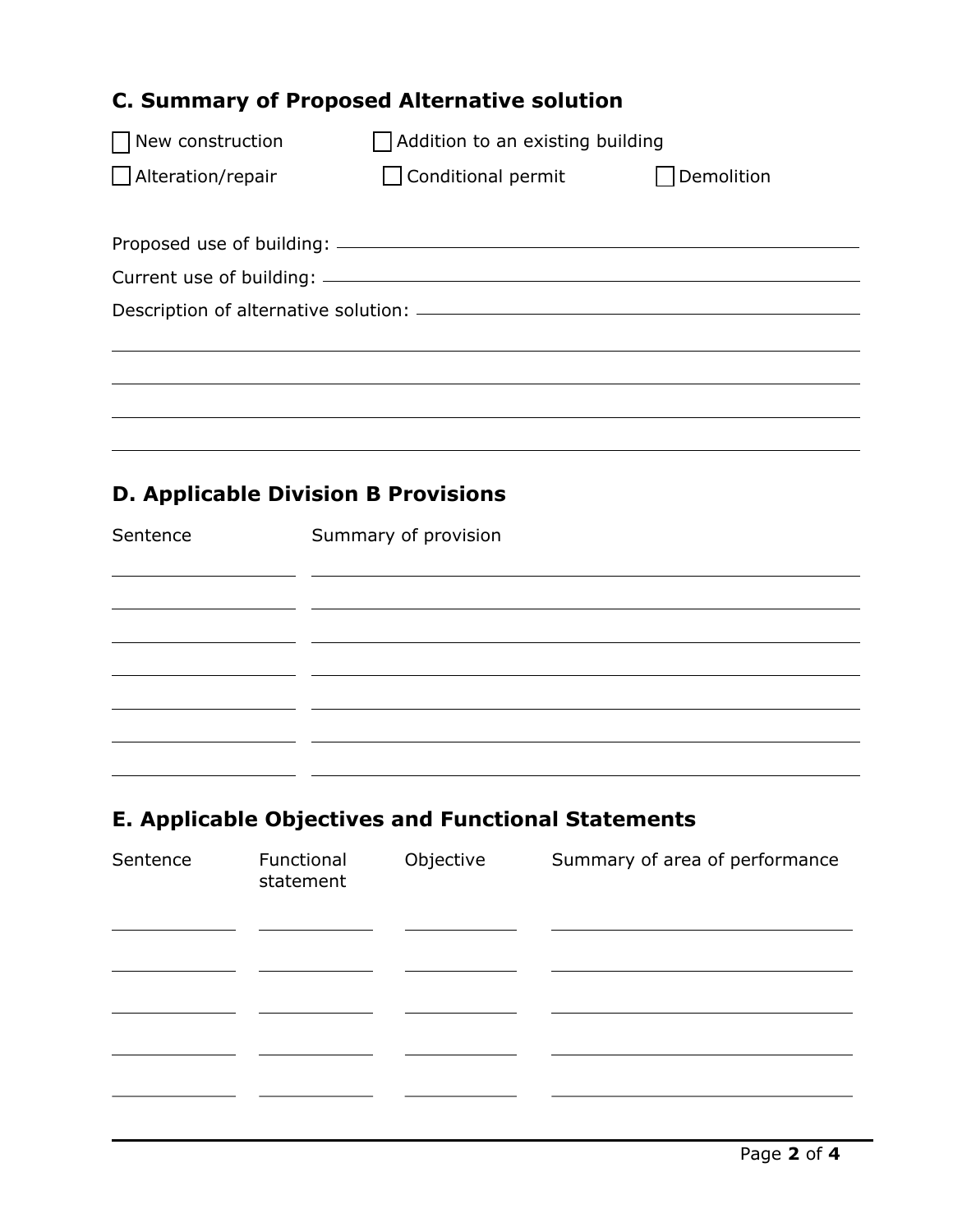## C. Summary of Proposed Alternative solution

☐ New construction ☐ Addition to an existing building

☐ Alteration/repair ☐ Conditional permit ☐ Demolition

Proposed use of building: \_\_\_\_\_\_\_\_\_\_\_\_\_\_\_\_\_\_\_\_\_\_\_\_\_\_\_\_\_\_\_\_\_\_\_\_\_\_\_\_

Current use of building: \_\_\_\_\_\_\_\_\_\_\_\_\_\_\_\_\_\_\_\_\_\_\_\_\_\_\_\_\_\_\_\_\_\_\_\_\_\_\_\_

Description of alternative solution: \_\_\_\_\_\_\_\_\_\_\_\_\_\_\_\_\_\_\_\_\_\_\_\_\_\_\_\_\_\_\_\_

\_\_\_\_\_\_\_\_\_\_\_\_\_\_\_\_\_\_\_\_\_\_\_\_\_\_\_\_\_\_\_\_\_\_\_\_\_\_\_\_\_\_\_\_\_\_\_\_\_\_\_\_\_\_\_\_\_\_\_\_\_\_

\_\_\_\_\_\_\_\_\_\_\_\_\_\_\_\_\_\_\_\_\_\_\_\_\_\_\_\_\_\_\_\_\_\_\_\_\_\_\_\_\_\_\_\_\_\_\_\_\_\_\_\_\_\_\_\_\_\_\_\_\_\_

\_\_\_\_\_\_\_\_\_\_\_\_\_\_\_\_\_\_\_\_\_\_\_\_\_\_\_\_\_\_\_\_\_\_\_\_\_\_\_\_\_\_\_\_\_\_\_\_\_\_\_\_\_\_\_\_\_\_\_\_\_\_

\_\_\_\_\_\_\_\_\_\_\_\_\_\_\_\_\_\_\_\_\_\_\_\_\_\_\_\_\_\_\_\_\_\_\_\_\_\_\_\_\_\_\_\_\_\_\_\_\_\_\_\_\_\_\_\_\_\_\_\_\_\_

## D. Applicable Division B Provisions

| Sentence | Summary of provision |
|---|---|
| | |
| | |
| | |
| | |
| | |
| | |
| | |

## E. Applicable Objectives and Functional Statements

| Sentence | Functional statement | Objective | Summary of area of performance |
|---|---|---|---|
| | | | |
| | | | |
| | | | |
| | | | |
| | | | |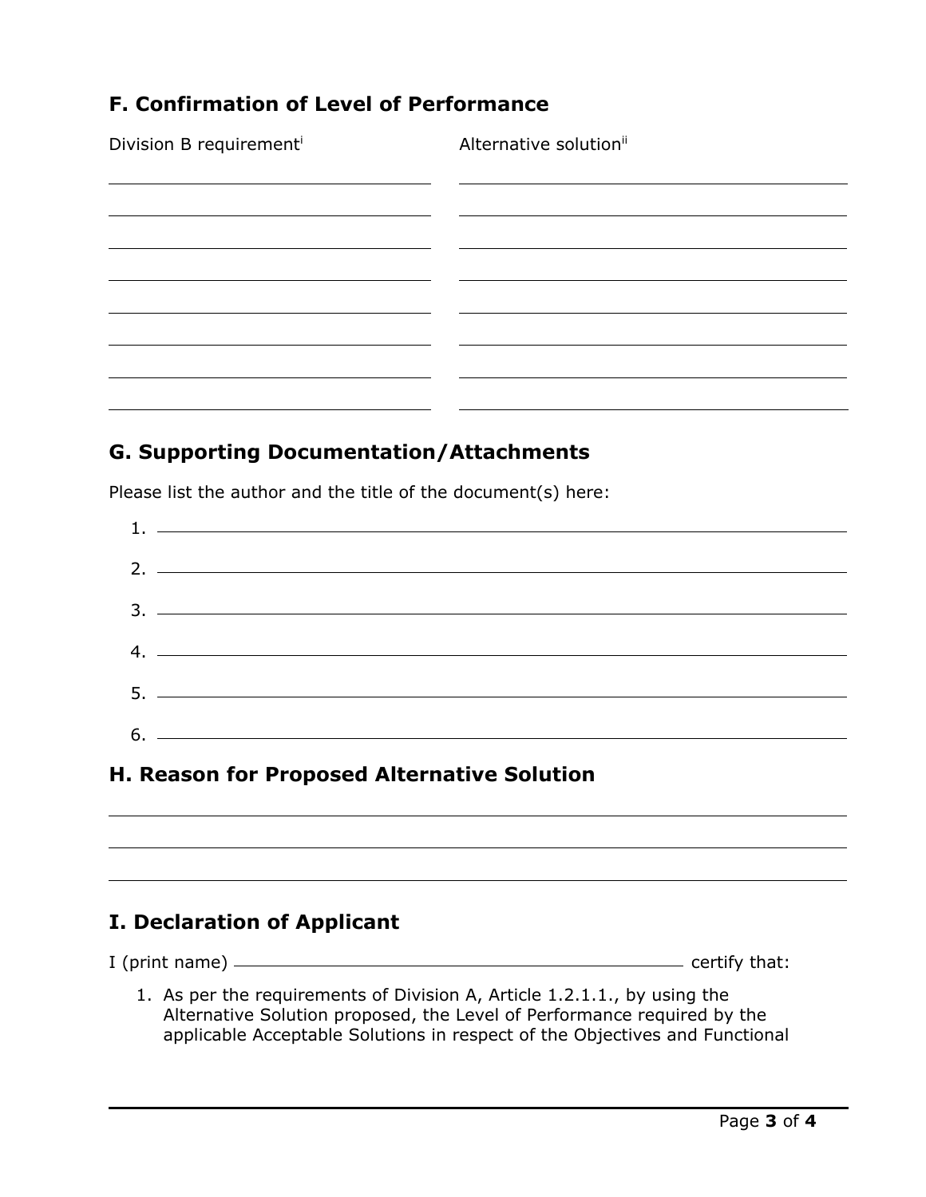## F. Confirmation of Level of Performance

| Division B requirement[i] | Alternative solution[ii] |
| --- | --- |
| | |
| | |
| | |
| | |
| | |
| | |
| | |
| | |

## G. Supporting Documentation/Attachments

Please list the author and the title of the document(s) here:

1. ______________________________
2. ______________________________
3. ______________________________
4. ______________________________
5. ______________________________
6. ______________________________

## H. Reason for Proposed Alternative Solution

______________________________

______________________________

______________________________

## I. Declaration of Applicant

I (print name) ______________________________ certify that:

1. As per the requirements of Division A, Article 1.2.1.1., by using the Alternative Solution proposed, the Level of Performance required by the applicable Acceptable Solutions in respect of the Objectives and Functional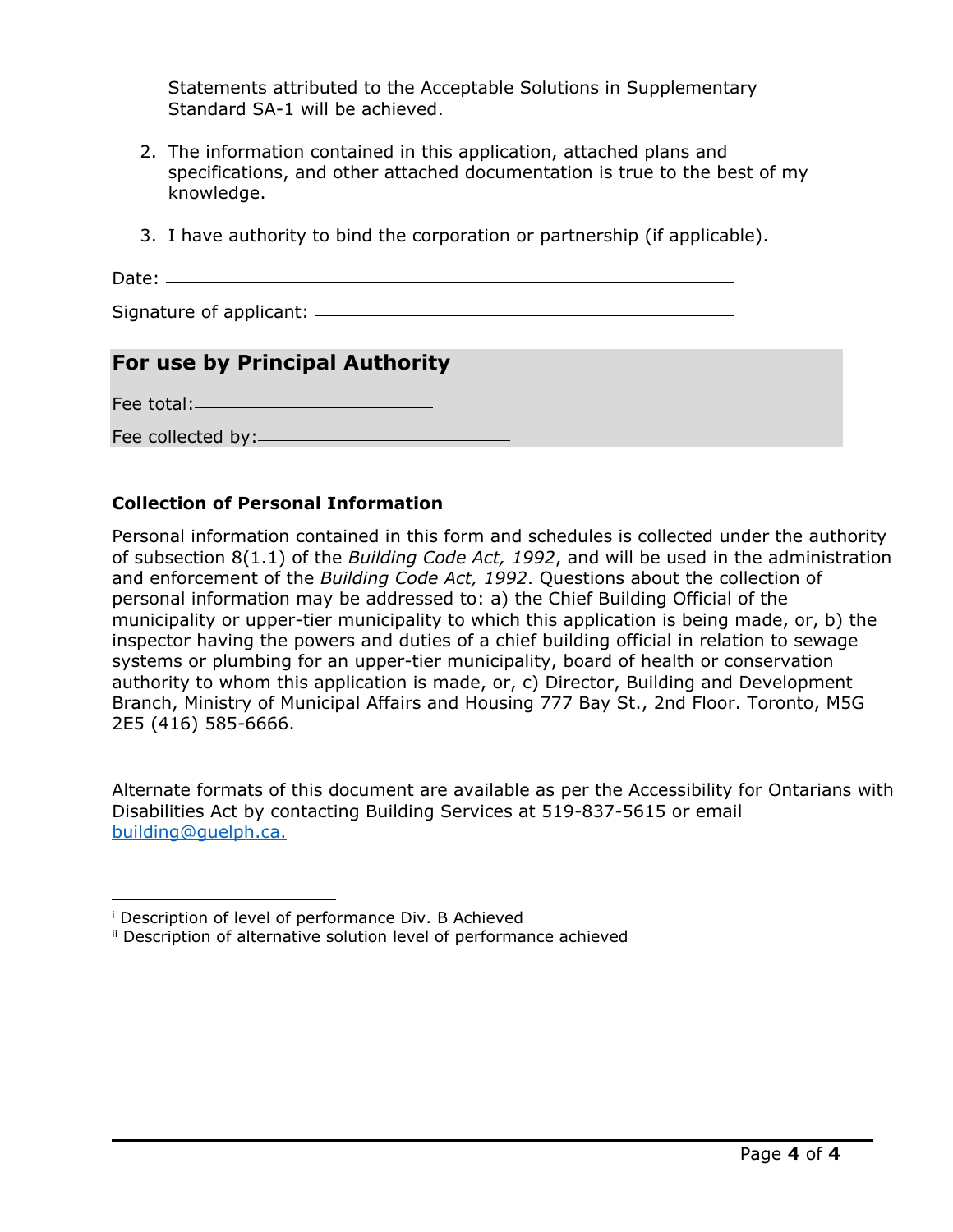Statements attributed to the Acceptable Solutions in Supplementary Standard SA-1 will be achieved.

2. The information contained in this application, attached plans and specifications, and other attached documentation is true to the best of my knowledge.

3. I have authority to bind the corporation or partnership (if applicable).

Date: \_\_\_\_\_\_\_\_\_\_\_\_\_\_\_\_\_\_\_\_\_\_\_\_\_\_\_\_\_\_\_\_\_\_\_\_\_\_\_\_\_\_\_\_

Signature of applicant: \_\_\_\_\_\_\_\_\_\_\_\_\_\_\_\_\_\_\_\_\_\_\_\_\_\_\_\_\_\_\_\_\_\_\_\_

## For use by Principal Authority

Fee total: \_\_\_\_\_\_\_\_\_\_\_\_\_\_\_\_\_\_\_\_\_\_

Fee collected by: \_\_\_\_\_\_\_\_\_\_\_\_\_\_\_\_\_\_\_\_\_\_

### Collection of Personal Information

Personal information contained in this form and schedules is collected under the authority of subsection 8(1.1) of the *Building Code Act, 1992*, and will be used in the administration and enforcement of the *Building Code Act, 1992*. Questions about the collection of personal information may be addressed to: a) the Chief Building Official of the municipality or upper-tier municipality to which this application is being made, or, b) the inspector having the powers and duties of a chief building official in relation to sewage systems or plumbing for an upper-tier municipality, board of health or conservation authority to whom this application is made, or, c) Director, Building and Development Branch, Ministry of Municipal Affairs and Housing 777 Bay St., 2nd Floor. Toronto, M5G 2E5 (416) 585-6666.

Alternate formats of this document are available as per the Accessibility for Ontarians with Disabilities Act by contacting Building Services at 519-837-5615 or email [building@guelph.ca.](mailto:building@guelph.ca)

---

[i] Description of level of performance Div. B Achieved

[ii] Description of alternative solution level of performance achieved